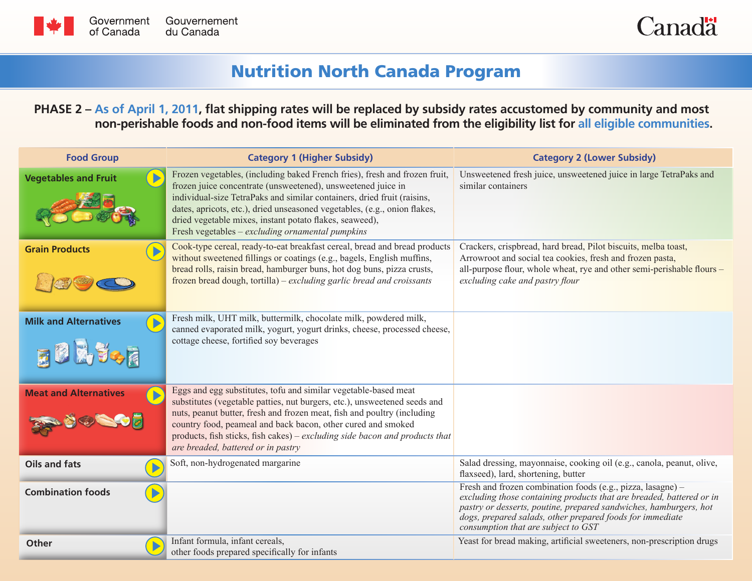Government of Canada | Gouvernement du Canada

# Nutrition North Canada Program

**PHASE 2 – As of April 1, 2011, flat shipping rates will be replaced by subsidy rates accustomed by community and most non-perishable foods and non-food items will be eliminated from the eligibility list for all eligible communities.**

| Food Group | Category 1 (Higher Subsidy) | Category 2 (Lower Subsidy) |
|---|---|---|
| Vegetables and Fruit | Frozen vegetables, (including baked French fries), fresh and frozen fruit, frozen juice concentrate (unsweetened), unsweetened juice in individual-size TetraPaks and similar containers, dried fruit (raisins, dates, apricots, etc.), dried unseasoned vegetables, (e.g., onion flakes, dried vegetable mixes, instant potato flakes, seaweed), Fresh vegetables – *excluding ornamental pumpkins* | Unsweetened fresh juice, unsweetened juice in large TetraPaks and similar containers |
| Grain Products | Cook-type cereal, ready-to-eat breakfast cereal, bread and bread products without sweetened fillings or coatings (e.g., bagels, English muffins, bread rolls, raisin bread, hamburger buns, hot dog buns, pizza crusts, frozen bread dough, tortilla) – *excluding garlic bread and croissants* | Crackers, crispbread, hard bread, Pilot biscuits, melba toast, Arrowroot and social tea cookies, fresh and frozen pasta, all-purpose flour, whole wheat, rye and other semi-perishable flours – *excluding cake and pastry flour* |
| Milk and Alternatives | Fresh milk, UHT milk, buttermilk, chocolate milk, powdered milk, canned evaporated milk, yogurt, yogurt drinks, cheese, processed cheese, cottage cheese, fortified soy beverages | |
| Meat and Alternatives | Eggs and egg substitutes, tofu and similar vegetable-based meat substitutes (vegetable patties, nut burgers, etc.), unsweetened seeds and nuts, peanut butter, fresh and frozen meat, fish and poultry (including country food, peameal and back bacon, other cured and smoked products, fish sticks, fish cakes) – *excluding side bacon and products that are breaded, battered or in pastry* | |
| Oils and fats | Soft, non-hydrogenated margarine | Salad dressing, mayonnaise, cooking oil (e.g., canola, peanut, olive, flaxseed), lard, shortening, butter |
| Combination foods | | Fresh and frozen combination foods (e.g., pizza, lasagne) – *excluding those containing products that are breaded, battered or in pastry or desserts, poutine, prepared sandwiches, hamburgers, hot dogs, prepared salads, other prepared foods for immediate consumption that are subject to GST* |
| Other | Infant formula, infant cereals, other foods prepared specifically for infants | Yeast for bread making, artificial sweeteners, non-prescription drugs |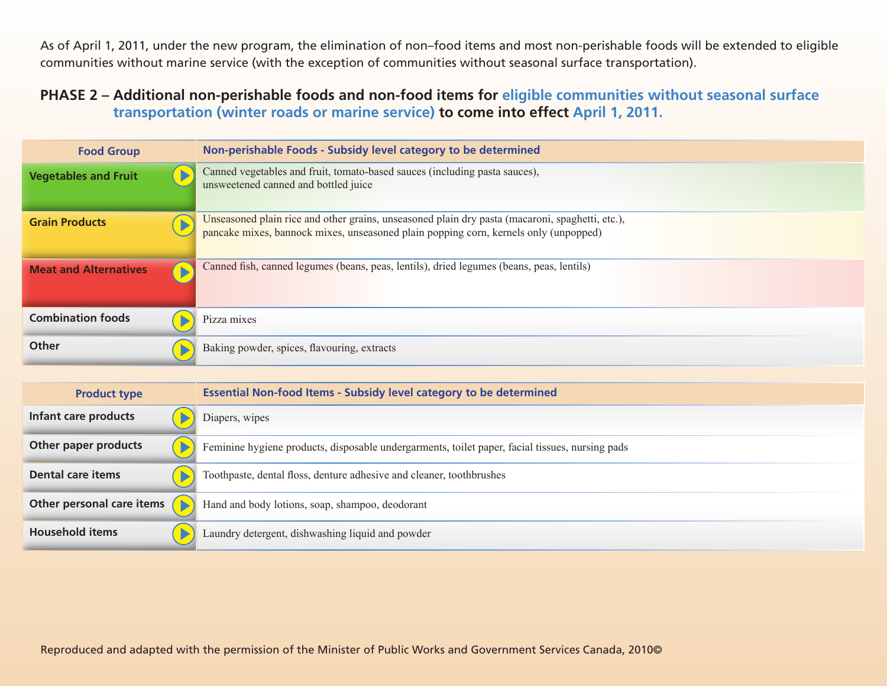As of April 1, 2011, under the new program, the elimination of non–food items and most non-perishable foods will be extended to eligible communities without marine service (with the exception of communities without seasonal surface transportation).

## PHASE 2 – Additional non-perishable foods and non-food items for eligible communities without seasonal surface transportation (winter roads or marine service) to come into effect April 1, 2011.

| Food Group | Non-perishable Foods - Subsidy level category to be determined |
|---|---|
| Vegetables and Fruit | Canned vegetables and fruit, tomato-based sauces (including pasta sauces), unsweetened canned and bottled juice |
| Grain Products | Unseasoned plain rice and other grains, unseasoned plain dry pasta (macaroni, spaghetti, etc.), pancake mixes, bannock mixes, unseasoned plain popping corn, kernels only (unpopped) |
| Meat and Alternatives | Canned fish, canned legumes (beans, peas, lentils), dried legumes (beans, peas, lentils) |
| Combination foods | Pizza mixes |
| Other | Baking powder, spices, flavouring, extracts |

| Product type | Essential Non-food Items - Subsidy level category to be determined |
|---|---|
| Infant care products | Diapers, wipes |
| Other paper products | Feminine hygiene products, disposable undergarments, toilet paper, facial tissues, nursing pads |
| Dental care items | Toothpaste, dental floss, denture adhesive and cleaner, toothbrushes |
| Other personal care items | Hand and body lotions, soap, shampoo, deodorant |
| Household items | Laundry detergent, dishwashing liquid and powder |

Reproduced and adapted with the permission of the Minister of Public Works and Government Services Canada, 2010©